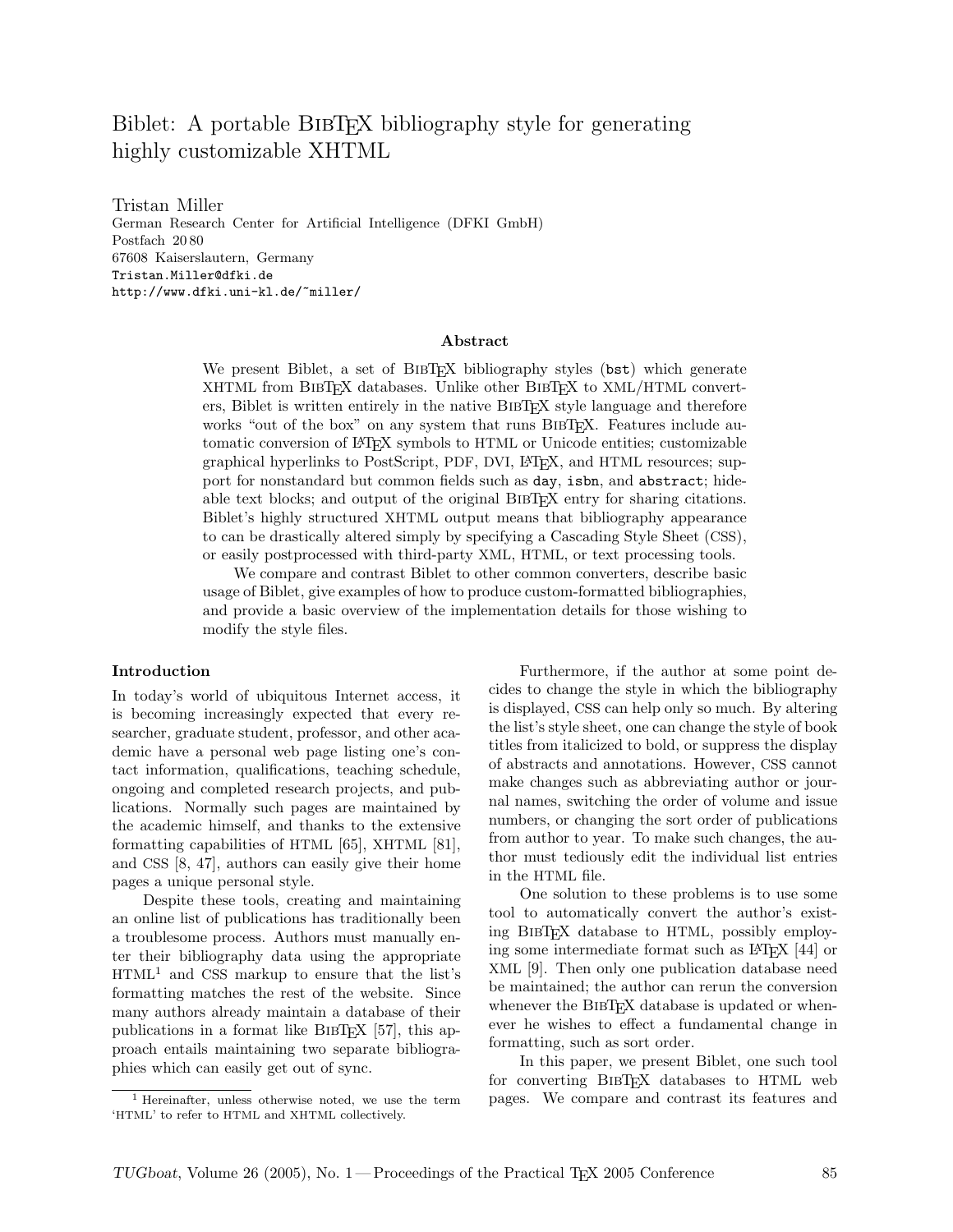# Biblet: A portable BibTeX bibliography style for generating highly customizable XHTML

Tristan Miller
German Research Center for Artificial Intelligence (DFKI GmbH)
Postfach 20 80
67608 Kaiserslautern, Germany
Tristan.Miller@dfki.de
http://www.dfki.uni-kl.de/~miller/

### Abstract

We present Biblet, a set of BibTeX bibliography styles (`bst`) which generate XHTML from BibTeX databases. Unlike other BibTeX to XML/HTML converters, Biblet is written entirely in the native BibTeX style language and therefore works "out of the box" on any system that runs BibTeX. Features include automatic conversion of LaTeX symbols to HTML or Unicode entities; customizable graphical hyperlinks to PostScript, PDF, DVI, LaTeX, and HTML resources; support for nonstandard but common fields such as `day`, `isbn`, and `abstract`; hideable text blocks; and output of the original BibTeX entry for sharing citations. Biblet's highly structured XHTML output means that bibliography appearance to can be drastically altered simply by specifying a Cascading Style Sheet (CSS), or easily postprocessed with third-party XML, HTML, or text processing tools.

We compare and contrast Biblet to other common converters, describe basic usage of Biblet, give examples of how to produce custom-formatted bibliographies, and provide a basic overview of the implementation details for those wishing to modify the style files.

## Introduction

In today's world of ubiquitous Internet access, it is becoming increasingly expected that every researcher, graduate student, professor, and other academic have a personal web page listing one's contact information, qualifications, teaching schedule, ongoing and completed research projects, and publications. Normally such pages are maintained by the academic himself, and thanks to the extensive formatting capabilities of HTML [65], XHTML [81], and CSS [8, 47], authors can easily give their home pages a unique personal style.

Despite these tools, creating and maintaining an online list of publications has traditionally been a troublesome process. Authors must manually enter their bibliography data using the appropriate HTML[1] and CSS markup to ensure that the list's formatting matches the rest of the website. Since many authors already maintain a database of their publications in a format like BibTeX [57], this approach entails maintaining two separate bibliographies which can easily get out of sync.

Furthermore, if the author at some point decides to change the style in which the bibliography is displayed, CSS can help only so much. By altering the list's style sheet, one can change the style of book titles from italicized to bold, or suppress the display of abstracts and annotations. However, CSS cannot make changes such as abbreviating author or journal names, switching the order of volume and issue numbers, or changing the sort order of publications from author to year. To make such changes, the author must tediously edit the individual list entries in the HTML file.

One solution to these problems is to use some tool to automatically convert the author's existing BibTeX database to HTML, possibly employing some intermediate format such as LaTeX [44] or XML [9]. Then only one publication database need be maintained; the author can rerun the conversion whenever the BibTeX database is updated or whenever he wishes to effect a fundamental change in formatting, such as sort order.

In this paper, we present Biblet, one such tool for converting BibTeX databases to HTML web pages. We compare and contrast its features and

[1] Hereinafter, unless otherwise noted, we use the term 'HTML' to refer to HTML and XHTML collectively.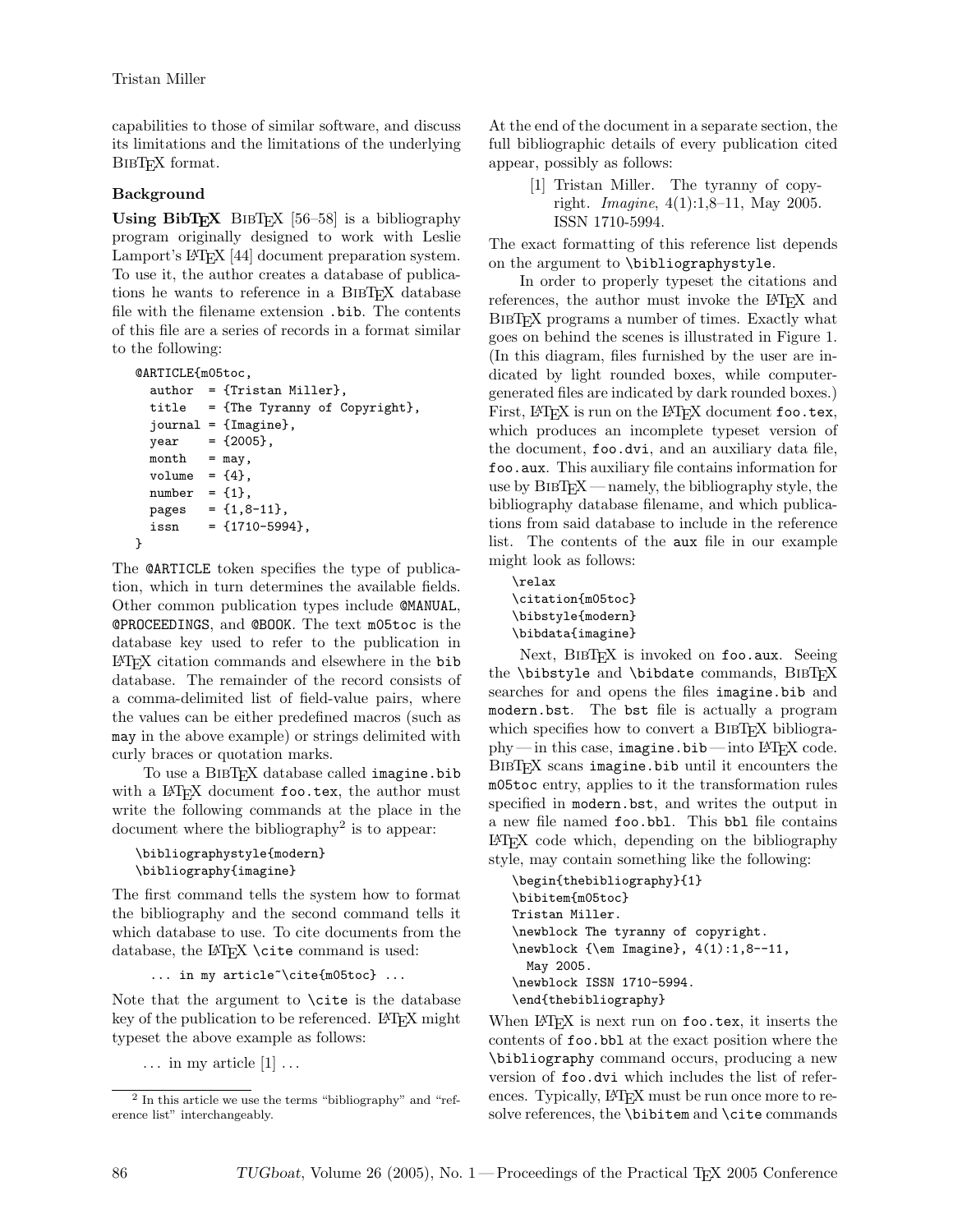capabilities to those of similar software, and discuss its limitations and the limitations of the underlying BibTeX format.

## Background

**Using BibTeX** BibTeX [56–58] is a bibliography program originally designed to work with Leslie Lamport's LaTeX [44] document preparation system. To use it, the author creates a database of publications he wants to reference in a BibTeX database file with the filename extension `.bib`. The contents of this file are a series of records in a format similar to the following:

```
@ARTICLE{m05toc,
  author  = {Tristan Miller},
  title   = {The Tyranny of Copyright},
  journal = {Imagine},
  year    = {2005},
  month   = may,
  volume  = {4},
  number  = {1},
  pages   = {1,8-11},
  issn    = {1710-5994},
}
```

The `@ARTICLE` token specifies the type of publication, which in turn determines the available fields. Other common publication types include `@MANUAL`, `@PROCEEDINGS`, and `@BOOK`. The text `m05toc` is the database key used to refer to the publication in LaTeX citation commands and elsewhere in the `bib` database. The remainder of the record consists of a comma-delimited list of field-value pairs, where the values can be either predefined macros (such as `may` in the above example) or strings delimited with curly braces or quotation marks.

To use a BibTeX database called `imagine.bib` with a LaTeX document `foo.tex`, the author must write the following commands at the place in the document where the bibliography[2] is to appear:

```
\bibliographystyle{modern}
\bibliography{imagine}
```

The first command tells the system how to format the bibliography and the second command tells it which database to use. To cite documents from the database, the LaTeX `\cite` command is used:

```
... in my article~\cite{m05toc} ...
```

Note that the argument to `\cite` is the database key of the publication to be referenced. LaTeX might typeset the above example as follows:

> ... in my article [1] ...

At the end of the document in a separate section, the full bibliographic details of every publication cited appear, possibly as follows:

> [1] Tristan Miller. The tyranny of copyright. *Imagine*, 4(1):1,8–11, May 2005. ISSN 1710-5994.

The exact formatting of this reference list depends on the argument to `\bibliographystyle`.

In order to properly typeset the citations and references, the author must invoke the LaTeX and BibTeX programs a number of times. Exactly what goes on behind the scenes is illustrated in Figure 1. (In this diagram, files furnished by the user are indicated by light rounded boxes, while computer-generated files are indicated by dark rounded boxes.) First, LaTeX is run on the LaTeX document `foo.tex`, which produces an incomplete typeset version of the document, `foo.dvi`, and an auxiliary data file, `foo.aux`. This auxiliary file contains information for use by BibTeX — namely, the bibliography style, the bibliography database filename, and which publications from said database to include in the reference list. The contents of the `aux` file in our example might look as follows:

```
\relax
\citation{m05toc}
\bibstyle{modern}
\bibdata{imagine}
```

Next, BibTeX is invoked on `foo.aux`. Seeing the `\bibstyle` and `\bibdate` commands, BibTeX searches for and opens the files `imagine.bib` and `modern.bst`. The `bst` file is actually a program which specifies how to convert a BibTeX bibliography — in this case, `imagine.bib` — into LaTeX code. BibTeX scans `imagine.bib` until it encounters the `m05toc` entry, applies to it the transformation rules specified in `modern.bst`, and writes the output in a new file named `foo.bbl`. This `bbl` file contains LaTeX code which, depending on the bibliography style, may contain something like the following:

```
\begin{thebibliography}{1}
\bibitem{m05toc}
Tristan Miller.
\newblock The tyranny of copyright.
\newblock {\em Imagine}, 4(1):1,8--11,
  May 2005.
\newblock ISSN 1710-5994.
\end{thebibliography}
```

When LaTeX is next run on `foo.tex`, it inserts the contents of `foo.bbl` at the exact position where the `\bibliography` command occurs, producing a new version of `foo.dvi` which includes the list of references. Typically, LaTeX must be run once more to resolve references, the `\bibitem` and `\cite` commands

[2] In this article we use the terms "bibliography" and "reference list" interchangeably.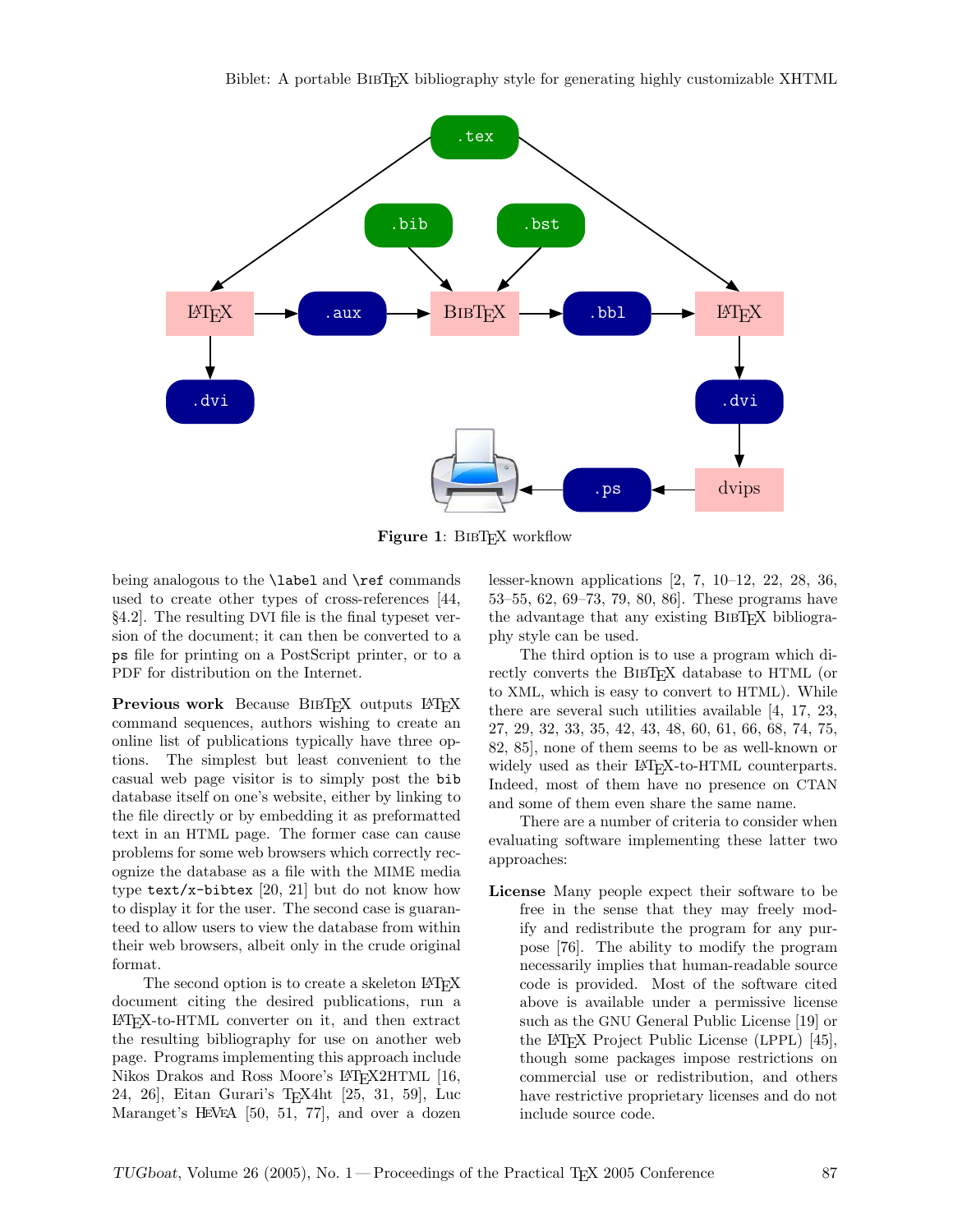**Figure 1**: BibTeX workflow

being analogous to the `\label` and `\ref` commands used to create other types of cross-references [44, §4.2]. The resulting DVI file is the final typeset version of the document; it can then be converted to a `ps` file for printing on a PostScript printer, or to a PDF for distribution on the Internet.

**Previous work** Because BibTeX outputs LaTeX command sequences, authors wishing to create an online list of publications typically have three options. The simplest but least convenient to the casual web page visitor is to simply post the `bib` database itself on one's website, either by linking to the file directly or by embedding it as preformatted text in an HTML page. The former case can cause problems for some web browsers which correctly recognize the database as a file with the MIME media type `text/x-bibtex` [20, 21] but do not know how to display it for the user. The second case is guaranteed to allow users to view the database from within their web browsers, albeit only in the crude original format.

The second option is to create a skeleton LaTeX document citing the desired publications, run a LaTeX-to-HTML converter on it, and then extract the resulting bibliography for use on another web page. Programs implementing this approach include Nikos Drakos and Ross Moore's LaTeX2HTML [16, 24, 26], Eitan Gurari's TeX4ht [25, 31, 59], Luc Maranget's HEVEA [50, 51, 77], and over a dozen lesser-known applications [2, 7, 10–12, 22, 28, 36, 53–55, 62, 69–73, 79, 80, 86]. These programs have the advantage that any existing BibTeX bibliography style can be used.

The third option is to use a program which directly converts the BibTeX database to HTML (or to XML, which is easy to convert to HTML). While there are several such utilities available [4, 17, 23, 27, 29, 32, 33, 35, 42, 43, 48, 60, 61, 66, 68, 74, 75, 82, 85], none of them seems to be as well-known or widely used as their LaTeX-to-HTML counterparts. Indeed, most of them have no presence on CTAN and some of them even share the same name.

There are a number of criteria to consider when evaluating software implementing these latter two approaches:

**License** Many people expect their software to be free in the sense that they may freely modify and redistribute the program for any purpose [76]. The ability to modify the program necessarily implies that human-readable source code is provided. Most of the software cited above is available under a permissive license such as the GNU General Public License [19] or the LaTeX Project Public License (LPPL) [45], though some packages impose restrictions on commercial use or redistribution, and others have restrictive proprietary licenses and do not include source code.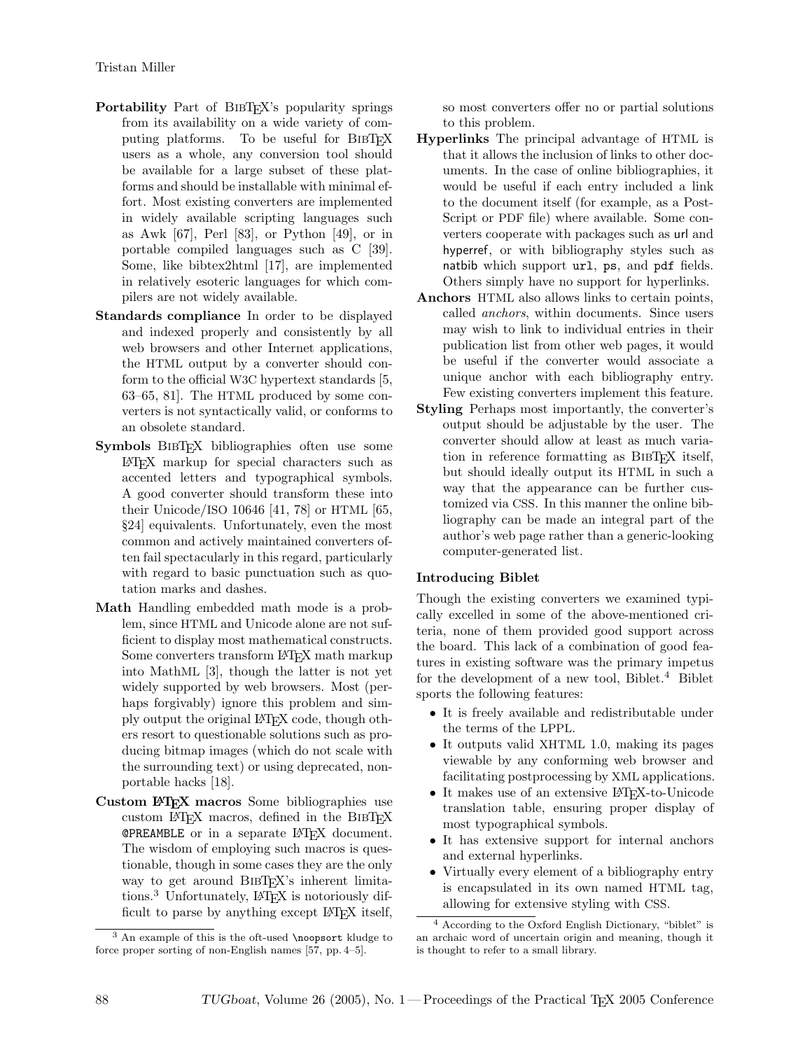**Portability** Part of BibTeX's popularity springs from its availability on a wide variety of computing platforms. To be useful for BibTeX users as a whole, any conversion tool should be available for a large subset of these platforms and should be installable with minimal effort. Most existing converters are implemented in widely available scripting languages such as Awk [67], Perl [83], or Python [49], or in portable compiled languages such as C [39]. Some, like bibtex2html [17], are implemented in relatively esoteric languages for which compilers are not widely available.

**Standards compliance** In order to be displayed and indexed properly and consistently by all web browsers and other Internet applications, the HTML output by a converter should conform to the official W3C hypertext standards [5, 63–65, 81]. The HTML produced by some converters is not syntactically valid, or conforms to an obsolete standard.

**Symbols** BibTeX bibliographies often use some LaTeX markup for special characters such as accented letters and typographical symbols. A good converter should transform these into their Unicode/ISO 10646 [41, 78] or HTML [65, §24] equivalents. Unfortunately, even the most common and actively maintained converters often fail spectacularly in this regard, particularly with regard to basic punctuation such as quotation marks and dashes.

**Math** Handling embedded math mode is a problem, since HTML and Unicode alone are not sufficient to display most mathematical constructs. Some converters transform LaTeX math markup into MathML [3], though the latter is not yet widely supported by web browsers. Most (perhaps forgivably) ignore this problem and simply output the original LaTeX code, though others resort to questionable solutions such as producing bitmap images (which do not scale with the surrounding text) or using deprecated, nonportable hacks [18].

**Custom LaTeX macros** Some bibliographies use custom LaTeX macros, defined in the BibTeX `@PREAMBLE` or in a separate LaTeX document. The wisdom of employing such macros is questionable, though in some cases they are the only way to get around BibTeX's inherent limitations.[3] Unfortunately, LaTeX is notoriously difficult to parse by anything except LaTeX itself, so most converters offer no or partial solutions to this problem.

**Hyperlinks** The principal advantage of HTML is that it allows the inclusion of links to other documents. In the case of online bibliographies, it would be useful if each entry included a link to the document itself (for example, as a PostScript or PDF file) where available. Some converters cooperate with packages such as url and hyperref, or with bibliography styles such as natbib which support `url`, `ps`, and `pdf` fields. Others simply have no support for hyperlinks.

**Anchors** HTML also allows links to certain points, called *anchors*, within documents. Since users may wish to link to individual entries in their publication list from other web pages, it would be useful if the converter would associate a unique anchor with each bibliography entry. Few existing converters implement this feature.

**Styling** Perhaps most importantly, the converter's output should be adjustable by the user. The converter should allow at least as much variation in reference formatting as BibTeX itself, but should ideally output its HTML in such a way that the appearance can be further customized via CSS. In this manner the online bibliography can be made an integral part of the author's web page rather than a generic-looking computer-generated list.

### Introducing Biblet

Though the existing converters we examined typically excelled in some of the above-mentioned criteria, none of them provided good support across the board. This lack of a combination of good features in existing software was the primary impetus for the development of a new tool, Biblet.[4] Biblet sports the following features:

- It is freely available and redistributable under the terms of the LPPL.
- It outputs valid XHTML 1.0, making its pages viewable by any conforming web browser and facilitating postprocessing by XML applications.
- It makes use of an extensive LaTeX-to-Unicode translation table, ensuring proper display of most typographical symbols.
- It has extensive support for internal anchors and external hyperlinks.
- Virtually every element of a bibliography entry is encapsulated in its own named HTML tag, allowing for extensive styling with CSS.

---

[3] An example of this is the oft-used `\noopsort` kludge to force proper sorting of non-English names [57, pp. 4–5].

[4] According to the Oxford English Dictionary, "biblet" is an archaic word of uncertain origin and meaning, though it is thought to refer to a small library.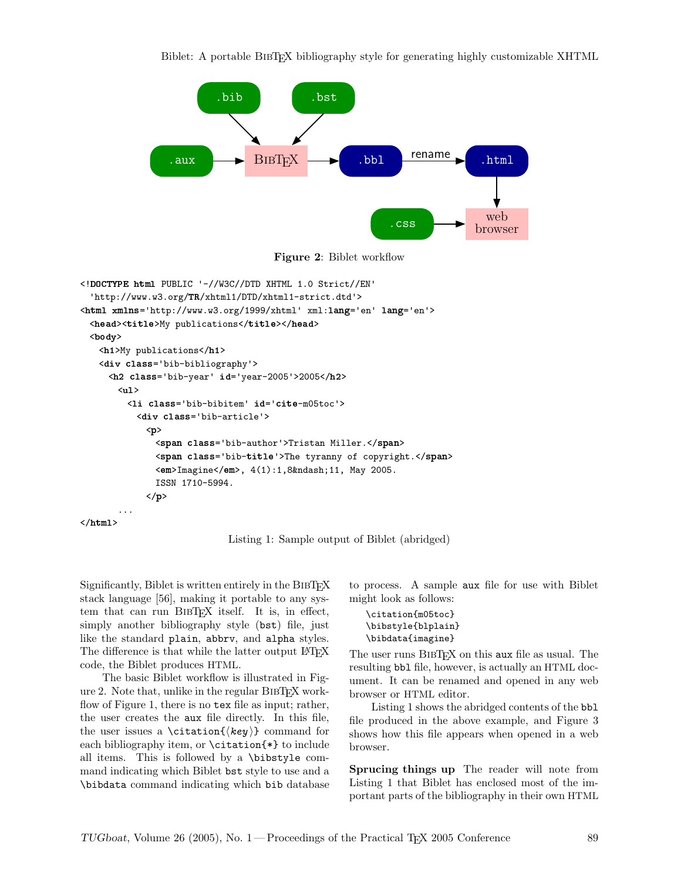Figure 2: Biblet workflow

```
<!DOCTYPE html PUBLIC '-//W3C//DTD XHTML 1.0 Strict//EN'
  'http://www.w3.org/TR/xhtml1/DTD/xhtml1-strict.dtd'>
<html xmlns='http://www.w3.org/1999/xhtml' xml:lang='en' lang='en'>
  <head><title>My publications</title></head>
  <body>
    <h1>My publications</h1>
    <div class='bib-bibliography'>
      <h2 class='bib-year' id='year-2005'>2005</h2>
        <ul>
          <li class='bib-bibitem' id='cite-m05toc'>
            <div class='bib-article'>
              <p>
                <span class='bib-author'>Tristan Miller.</span>
                <span class='bib-title'>The tyranny of copyright.</span>
                <em>Imagine</em>, 4(1):1,8&ndash;11, May 2005.
                ISSN 1710-5994.
              </p>
        ...
</html>
```

Listing 1: Sample output of Biblet (abridged)

Significantly, Biblet is written entirely in the BibTeX stack language [56], making it portable to any system that can run BibTeX itself. It is, in effect, simply another bibliography style (`bst`) file, just like the standard `plain`, `abbrv`, and `alpha` styles. The difference is that while the latter output LaTeX code, the Biblet produces HTML.

The basic Biblet workflow is illustrated in Figure 2. Note that, unlike in the regular BibTeX workflow of Figure 1, there is no `tex` file as input; rather, the user creates the `aux` file directly. In this file, the user issues a `\citation{⟨key⟩}` command for each bibliography item, or `\citation{*}` to include all items. This is followed by a `\bibstyle` command indicating which Biblet `bst` style to use and a `\bibdata` command indicating which `bib` database to process. A sample `aux` file for use with Biblet might look as follows:

```
\citation{m05toc}
\bibstyle{blplain}
\bibdata{imagine}
```

The user runs BibTeX on this `aux` file as usual. The resulting `bbl` file, however, is actually an HTML document. It can be renamed and opened in any web browser or HTML editor.

Listing 1 shows the abridged contents of the `bbl` file produced in the above example, and Figure 3 shows how this file appears when opened in a web browser.

**Sprucing things up** The reader will note from Listing 1 that Biblet has enclosed most of the important parts of the bibliography in their own HTML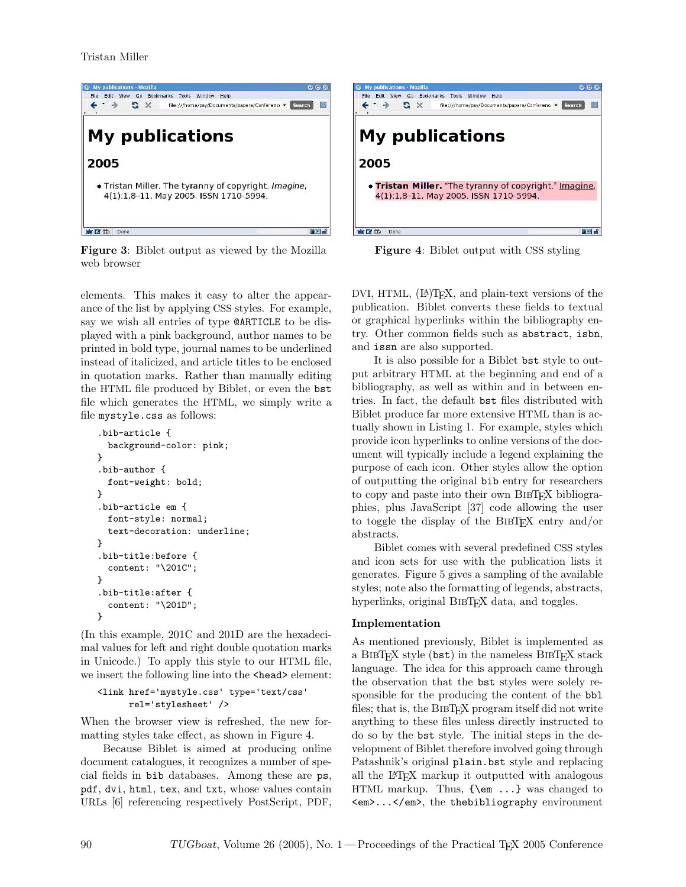Figure 3: Biblet output as viewed by the Mozilla web browser

Figure 4: Biblet output with CSS styling

elements. This makes it easy to alter the appearance of the list by applying CSS styles. For example, say we wish all entries of type `@ARTICLE` to be displayed with a pink background, author names to be printed in bold type, journal names to be underlined instead of italicized, and article titles to be enclosed in quotation marks. Rather than manually editing the HTML file produced by Biblet, or even the `bst` file which generates the HTML, we simply write a file `mystyle.css` as follows:

```
.bib-article {
  background-color: pink;
}
.bib-author {
  font-weight: bold;
}
.bib-article em {
  font-style: normal;
  text-decoration: underline;
}
.bib-title:before {
  content: "\201C";
}
.bib-title:after {
  content: "\201D";
}
```

(In this example, 201C and 201D are the hexadecimal values for left and right double quotation marks in Unicode.) To apply this style to our HTML file, we insert the following line into the `<head>` element:

```
<link href='mystyle.css' type='text/css'
      rel='stylesheet' />
```

When the browser view is refreshed, the new formatting styles take effect, as shown in Figure 4.

Because Biblet is aimed at producing online document catalogues, it recognizes a number of special fields in `bib` databases. Among these are `ps`, `pdf`, `dvi`, `html`, `tex`, and `txt`, whose values contain URLs [6] referencing respectively PostScript, PDF, DVI, HTML, (LA)TEX, and plain-text versions of the publication. Biblet converts these fields to textual or graphical hyperlinks within the bibliography entry. Other common fields such as `abstract`, `isbn`, and `issn` are also supported.

It is also possible for a Biblet `bst` style to output arbitrary HTML at the beginning and end of a bibliography, as well as within and in between entries. In fact, the default `bst` files distributed with Biblet produce far more extensive HTML than is actually shown in Listing 1. For example, styles which provide icon hyperlinks to online versions of the document will typically include a legend explaining the purpose of each icon. Other styles allow the option of outputting the original `bib` entry for researchers to copy and paste into their own BIBTEX bibliographies, plus JavaScript [37] code allowing the user to toggle the display of the BIBTEX entry and/or abstracts.

Biblet comes with several predefined CSS styles and icon sets for use with the publication lists it generates. Figure 5 gives a sampling of the available styles; note also the formatting of legends, abstracts, hyperlinks, original BIBTEX data, and toggles.

## Implementation

As mentioned previously, Biblet is implemented as a BIBTEX style (`bst`) in the nameless BIBTEX stack language. The idea for this approach came through the observation that the `bst` styles were solely responsible for the producing the content of the `bbl` files; that is, the BIBTEX program itself did not write anything to these files unless directly instructed to do so by the `bst` style. The initial steps in the development of Biblet therefore involved going through Patashnik's original `plain.bst` style and replacing all the LATEX markup it outputted with analogous HTML markup. Thus, `{\em ...}` was changed to `<em>...</em>`, the `thebibliography` environment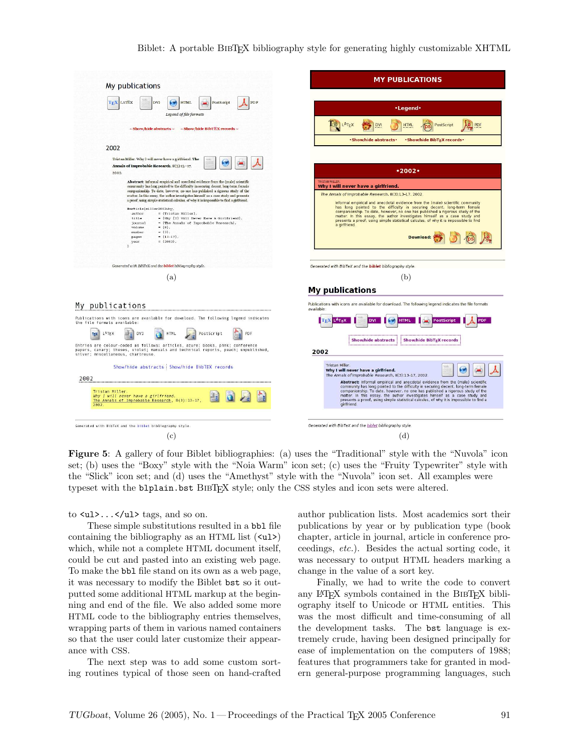**Figure 5**: A gallery of four Biblet bibliographies: (a) uses the “Traditional” style with the “Nuvola” icon set; (b) uses the “Boxy” style with the “Noia Warm” icon set; (c) uses the “Fruity Typewriter” style with the “Slick” icon set; and (d) uses the “Amethyst” style with the “Nuvola” icon set. All examples were typeset with the `blplain.bst` BibTeX style; only the CSS styles and icon sets were altered.

to `<ul>...</ul>` tags, and so on.

These simple substitutions resulted in a `bbl` file containing the bibliography as an HTML list (`<ul>`) which, while not a complete HTML document itself, could be cut and pasted into an existing web page. To make the `bbl` file stand on its own as a web page, it was necessary to modify the Biblet `bst` so it outputted some additional HTML markup at the beginning and end of the file. We also added some more HTML code to the bibliography entries themselves, wrapping parts of them in various named containers so that the user could later customize their appearance with CSS.

The next step was to add some custom sorting routines typical of those seen on hand-crafted author publication lists. Most academics sort their publications by year or by publication type (book chapter, article in journal, article in conference proceedings, *etc.*). Besides the actual sorting code, it was necessary to output HTML headers marking a change in the value of a sort key.

Finally, we had to write the code to convert any LaTeX symbols contained in the BibTeX bibliography itself to Unicode or HTML entities. This was the most difficult and time-consuming of all the development tasks. The `bst` language is extremely crude, having been designed principally for ease of implementation on the computers of 1988; features that programmers take for granted in modern general-purpose programming languages, such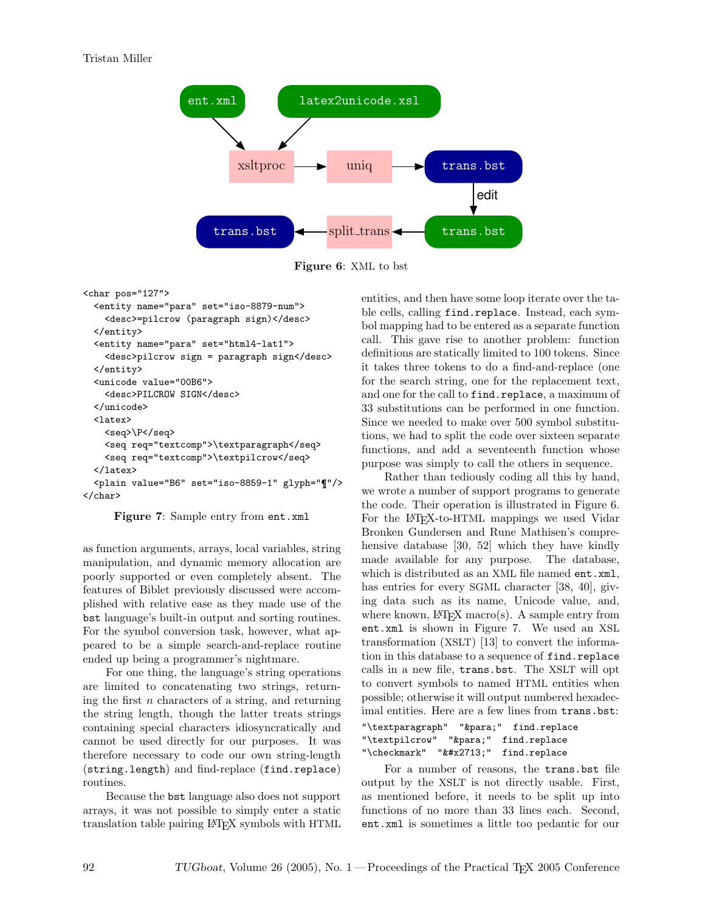**Figure 6**: XML to bst

```
<char pos="127">
  <entity name="para" set="iso-8879-num">
    <desc>=pilcrow (paragraph sign)</desc>
  </entity>
  <entity name="para" set="html4-lat1">
    <desc>pilcrow sign = paragraph sign</desc>
  </entity>
  <unicode value="00B6">
    <desc>PILCROW SIGN</desc>
  </unicode>
  <latex>
    <seq>\P</seq>
    <seq req="textcomp">\textparagraph</seq>
    <seq req="textcomp">\textpilcrow</seq>
  </latex>
  <plain value="B6" set="iso-8859-1" glyph="¶"/>
</char>
```

**Figure 7**: Sample entry from `ent.xml`

as function arguments, arrays, local variables, string manipulation, and dynamic memory allocation are poorly supported or even completely absent. The features of Biblet previously discussed were accomplished with relative ease as they made use of the `bst` language's built-in output and sorting routines. For the symbol conversion task, however, what appeared to be a simple search-and-replace routine ended up being a programmer's nightmare.

For one thing, the language's string operations are limited to concatenating two strings, returning the first $n$ characters of a string, and returning the string length, though the latter treats strings containing special characters idiosyncratically and cannot be used directly for our purposes. It was therefore necessary to code our own string-length (`string.length`) and find-replace (`find.replace`) routines.

Because the `bst` language also does not support arrays, it was not possible to simply enter a static translation table pairing LaTeX symbols with HTML entities, and then have some loop iterate over the table cells, calling `find.replace`. Instead, each symbol mapping had to be entered as a separate function call. This gave rise to another problem: function definitions are statically limited to 100 tokens. Since it takes three tokens to do a find-and-replace (one for the search string, one for the replacement text, and one for the call to `find.replace`, a maximum of 33 substitutions can be performed in one function. Since we needed to make over 500 symbol substitutions, we had to split the code over sixteen separate functions, and add a seventeenth function whose purpose was simply to call the others in sequence.

Rather than tediously coding all this by hand, we wrote a number of support programs to generate the code. Their operation is illustrated in Figure 6. For the LaTeX-to-HTML mappings we used Vidar Bronken Gundersen and Rune Mathisen's comprehensive database [30, 52] which they have kindly made available for any purpose. The database, which is distributed as an XML file named `ent.xml`, has entries for every SGML character [38, 40], giving data such as its name, Unicode value, and, where known, LaTeX macro(s). A sample entry from `ent.xml` is shown in Figure 7. We used an XSL transformation (XSLT) [13] to convert the information in this database to a sequence of `find.replace` calls in a new file, `trans.bst`. The XSLT will opt to convert symbols to named HTML entities when possible; otherwise it will output numbered hexadecimal entities. Here are a few lines from `trans.bst`:

```
"\textparagraph"  "&para;"  find.replace
"\textpilcrow"  "&para;"  find.replace
"\checkmark"  "&#x2713;"  find.replace
```

For a number of reasons, the `trans.bst` file output by the XSLT is not directly usable. First, as mentioned before, it needs to be split up into functions of no more than 33 lines each. Second, `ent.xml` is sometimes a little too pedantic for our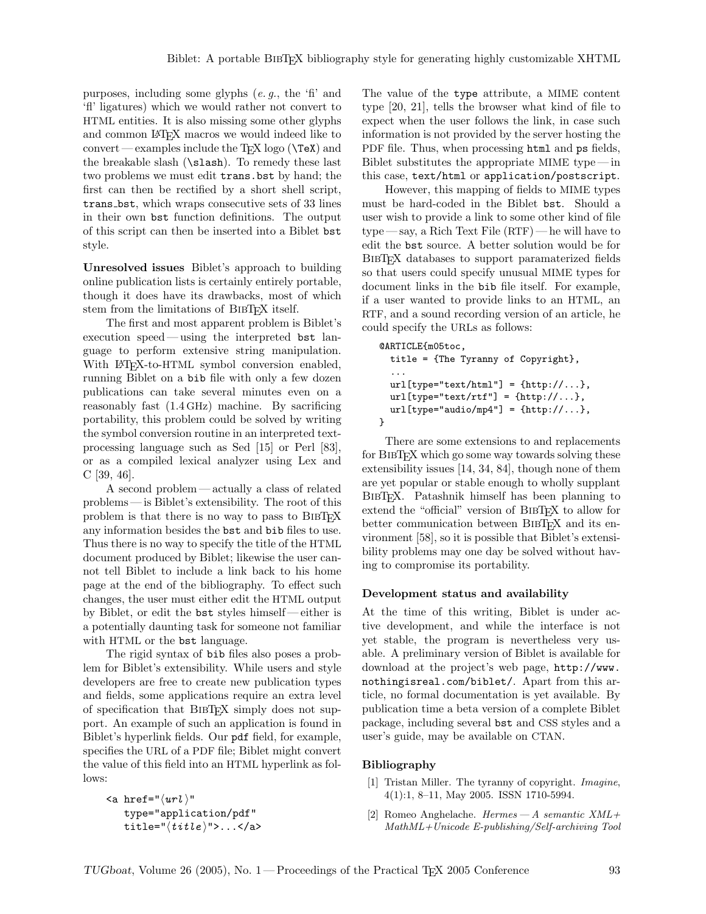purposes, including some glyphs (*e. g.*, the 'fi' and 'fl' ligatures) which we would rather not convert to HTML entities. It is also missing some other glyphs and common LaTeX macros we would indeed like to convert — examples include the TeX logo (`\TeX`) and the breakable slash (`\slash`). To remedy these last two problems we must edit `trans.bst` by hand; the first can then be rectified by a short shell script, `trans_bst`, which wraps consecutive sets of 33 lines in their own `bst` function definitions. The output of this script can then be inserted into a Biblet `bst` style.

**Unresolved issues** Biblet's approach to building online publication lists is certainly entirely portable, though it does have its drawbacks, most of which stem from the limitations of BibTeX itself.

The first and most apparent problem is Biblet's execution speed — using the interpreted `bst` language to perform extensive string manipulation. With LaTeX-to-HTML symbol conversion enabled, running Biblet on a `bib` file with only a few dozen publications can take several minutes even on a reasonably fast (1.4 GHz) machine. By sacrificing portability, this problem could be solved by writing the symbol conversion routine in an interpreted text-processing language such as Sed [15] or Perl [83], or as a compiled lexical analyzer using Lex and C [39, 46].

A second problem — actually a class of related problems — is Biblet's extensibility. The root of this problem is that there is no way to pass to BibTeX any information besides the `bst` and `bib` files to use. Thus there is no way to specify the title of the HTML document produced by Biblet; likewise the user cannot tell Biblet to include a link back to his home page at the end of the bibliography. To effect such changes, the user must either edit the HTML output by Biblet, or edit the `bst` styles himself — either is a potentially daunting task for someone not familiar with HTML or the `bst` language.

The rigid syntax of `bib` files also poses a problem for Biblet's extensibility. While users and style developers are free to create new publication types and fields, some applications require an extra level of specification that BibTeX simply does not support. An example of such an application is found in Biblet's hyperlink fields. Our `pdf` field, for example, specifies the URL of a PDF file; Biblet might convert the value of this field into an HTML hyperlink as follows:

```
<a href="⟨url⟩"
   type="application/pdf"
   title="⟨title⟩">...</a>
```

The value of the `type` attribute, a MIME content type [20, 21], tells the browser what kind of file to expect when the user follows the link, in case such information is not provided by the server hosting the PDF file. Thus, when processing `html` and `ps` fields, Biblet substitutes the appropriate MIME type — in this case, `text/html` or `application/postscript`.

However, this mapping of fields to MIME types must be hard-coded in the Biblet `bst`. Should a user wish to provide a link to some other kind of file type — say, a Rich Text File (RTF) — he will have to edit the `bst` source. A better solution would be for BibTeX databases to support paramaterized fields so that users could specify unusual MIME types for document links in the `bib` file itself. For example, if a user wanted to provide links to an HTML, an RTF, and a sound recording version of an article, he could specify the URLs as follows:

```
@ARTICLE{m05toc,
  title = {The Tyranny of Copyright},
  ...
  url[type="text/html"] = {http://...},
  url[type="text/rtf"] = {http://...},
  url[type="audio/mp4"] = {http://...},
}
```

There are some extensions to and replacements for BibTeX which go some way towards solving these extensibility issues [14, 34, 84], though none of them are yet popular or stable enough to wholly supplant BibTeX. Patashnik himself has been planning to extend the "official" version of BibTeX to allow for better communication between BibTeX and its environment [58], so it is possible that Biblet's extensibility problems may one day be solved without having to compromise its portability.

### Development status and availability

At the time of this writing, Biblet is under active development, and while the interface is not yet stable, the program is nevertheless very usable. A preliminary version of Biblet is available for download at the project's web page, `http://www.nothingisreal.com/biblet/`. Apart from this article, no formal documentation is yet available. By publication time a beta version of a complete Biblet package, including several `bst` and CSS styles and a user's guide, may be available on CTAN.

### Bibliography

[1] Tristan Miller. The tyranny of copyright. *Imagine*, 4(1):1, 8–11, May 2005. ISSN 1710-5994.

[2] Romeo Anghelache. *Hermes — A semantic XML+MathML+Unicode E-publishing/Self-archiving Tool*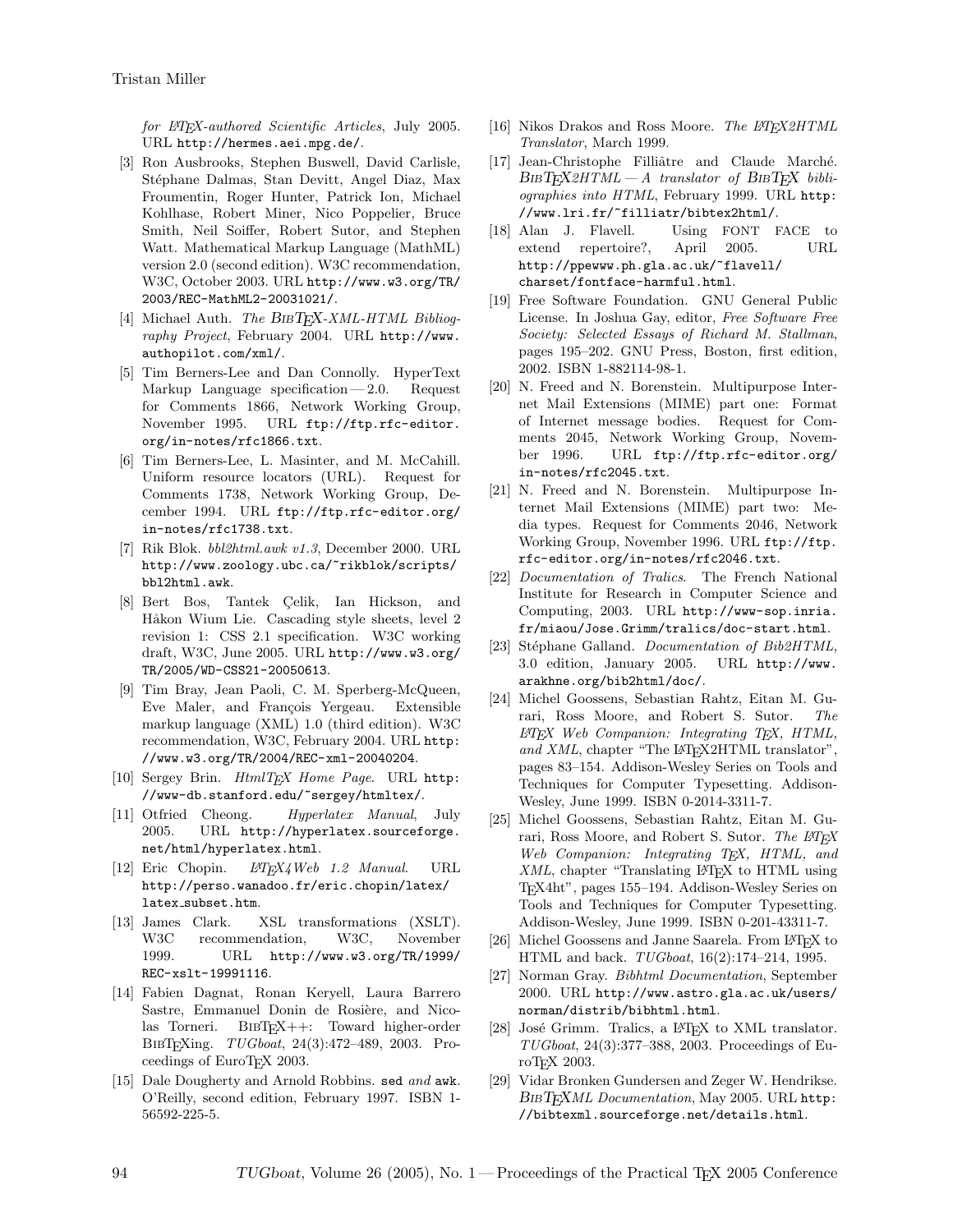*for LaTeX-authored Scientific Articles*, July 2005. URL http://hermes.aei.mpg.de/.

[3] Ron Ausbrooks, Stephen Buswell, David Carlisle, Stéphane Dalmas, Stan Devitt, Angel Diaz, Max Froumentin, Roger Hunter, Patrick Ion, Michael Kohlhase, Robert Miner, Nico Poppelier, Bruce Smith, Neil Soiffer, Robert Sutor, and Stephen Watt. Mathematical Markup Language (MathML) version 2.0 (second edition). W3C recommendation, W3C, October 2003. URL http://www.w3.org/TR/2003/REC-MathML2-20031021/.

[4] Michael Auth. *The BibTeX-XML-HTML Bibliography Project*, February 2004. URL http://www.authopilot.com/xml/.

[5] Tim Berners-Lee and Dan Connolly. HyperText Markup Language specification — 2.0. Request for Comments 1866, Network Working Group, November 1995. URL ftp://ftp.rfc-editor.org/in-notes/rfc1866.txt.

[6] Tim Berners-Lee, L. Masinter, and M. McCahill. Uniform resource locators (URL). Request for Comments 1738, Network Working Group, December 1994. URL ftp://ftp.rfc-editor.org/in-notes/rfc1738.txt.

[7] Rik Blok. *bbl2html.awk v1.3*, December 2000. URL http://www.zoology.ubc.ca/~rikblok/scripts/bbl2html.awk.

[8] Bert Bos, Tantek Çelik, Ian Hickson, and Håkon Wium Lie. Cascading style sheets, level 2 revision 1: CSS 2.1 specification. W3C working draft, W3C, June 2005. URL http://www.w3.org/TR/2005/WD-CSS21-20050613.

[9] Tim Bray, Jean Paoli, C. M. Sperberg-McQueen, Eve Maler, and François Yergeau. Extensible markup language (XML) 1.0 (third edition). W3C recommendation, W3C, February 2004. URL http://www.w3.org/TR/2004/REC-xml-20040204.

[10] Sergey Brin. *HtmlTeX Home Page*. URL http://www-db.stanford.edu/~sergey/htmltex/.

[11] Otfried Cheong. *Hyperlatex Manual*, July 2005. URL http://hyperlatex.sourceforge.net/html/hyperlatex.html.

[12] Eric Chopin. *LaTeX4Web 1.2 Manual*. URL http://perso.wanadoo.fr/eric.chopin/latex/latex_subset.htm.

[13] James Clark. XSL transformations (XSLT). W3C recommendation, W3C, November 1999. URL http://www.w3.org/TR/1999/REC-xslt-19991116.

[14] Fabien Dagnat, Ronan Keryell, Laura Barrero Sastre, Emmanuel Donin de Rosière, and Nicolas Torneri. BibTeX++: Toward higher-order BibTeXing. *TUGboat*, 24(3):472–489, 2003. Proceedings of EuroTeX 2003.

[15] Dale Dougherty and Arnold Robbins. *sed and awk*. O'Reilly, second edition, February 1997. ISBN 1-56592-225-5.

[16] Nikos Drakos and Ross Moore. *The LaTeX2HTML Translator*, March 1999.

[17] Jean-Christophe Filliâtre and Claude Marché. *BibTeX2HTML — A translator of BibTeX bibliographies into HTML*, February 1999. URL http://www.lri.fr/~filliatr/bibtex2html/.

[18] Alan J. Flavell. Using FONT FACE to extend repertoire?, April 2005. URL http://ppewww.ph.gla.ac.uk/~flavell/charset/fontface-harmful.html.

[19] Free Software Foundation. GNU General Public License. In Joshua Gay, editor, *Free Software Free Society: Selected Essays of Richard M. Stallman*, pages 195–202. GNU Press, Boston, first edition, 2002. ISBN 1-882114-98-1.

[20] N. Freed and N. Borenstein. Multipurpose Internet Mail Extensions (MIME) part one: Format of Internet message bodies. Request for Comments 2045, Network Working Group, November 1996. URL ftp://ftp.rfc-editor.org/in-notes/rfc2045.txt.

[21] N. Freed and N. Borenstein. Multipurpose Internet Mail Extensions (MIME) part two: Media types. Request for Comments 2046, Network Working Group, November 1996. URL ftp://ftp.rfc-editor.org/in-notes/rfc2046.txt.

[22] *Documentation of Tralics*. The French National Institute for Research in Computer Science and Computing, 2003. URL http://www-sop.inria.fr/miaou/Jose.Grimm/tralics/doc-start.html.

[23] Stéphane Galland. *Documentation of Bib2HTML*, 3.0 edition, January 2005. URL http://www.arakhne.org/bib2html/doc/.

[24] Michel Goossens, Sebastian Rahtz, Eitan M. Gurari, Ross Moore, and Robert S. Sutor. *The LaTeX Web Companion: Integrating TeX, HTML, and XML*, chapter "The LaTeX2HTML translator", pages 83–154. Addison-Wesley Series on Tools and Techniques for Computer Typesetting. Addison-Wesley, June 1999. ISBN 0-2014-3311-7.

[25] Michel Goossens, Sebastian Rahtz, Eitan M. Gurari, Ross Moore, and Robert S. Sutor. *The LaTeX Web Companion: Integrating TeX, HTML, and XML*, chapter "Translating LaTeX to HTML using TeX4ht", pages 155–194. Addison-Wesley Series on Tools and Techniques for Computer Typesetting. Addison-Wesley, June 1999. ISBN 0-201-43311-7.

[26] Michel Goossens and Janne Saarela. From LaTeX to HTML and back. *TUGboat*, 16(2):174–214, 1995.

[27] Norman Gray. *Bibhtml Documentation*, September 2000. URL http://www.astro.gla.ac.uk/users/norman/distrib/bibhtml.html.

[28] José Grimm. Tralics, a LaTeX to XML translator. *TUGboat*, 24(3):377–388, 2003. Proceedings of EuroTeX 2003.

[29] Vidar Bronken Gundersen and Zeger W. Hendrikse. *BibTeXML Documentation*, May 2005. URL http://bibtexml.sourceforge.net/details.html.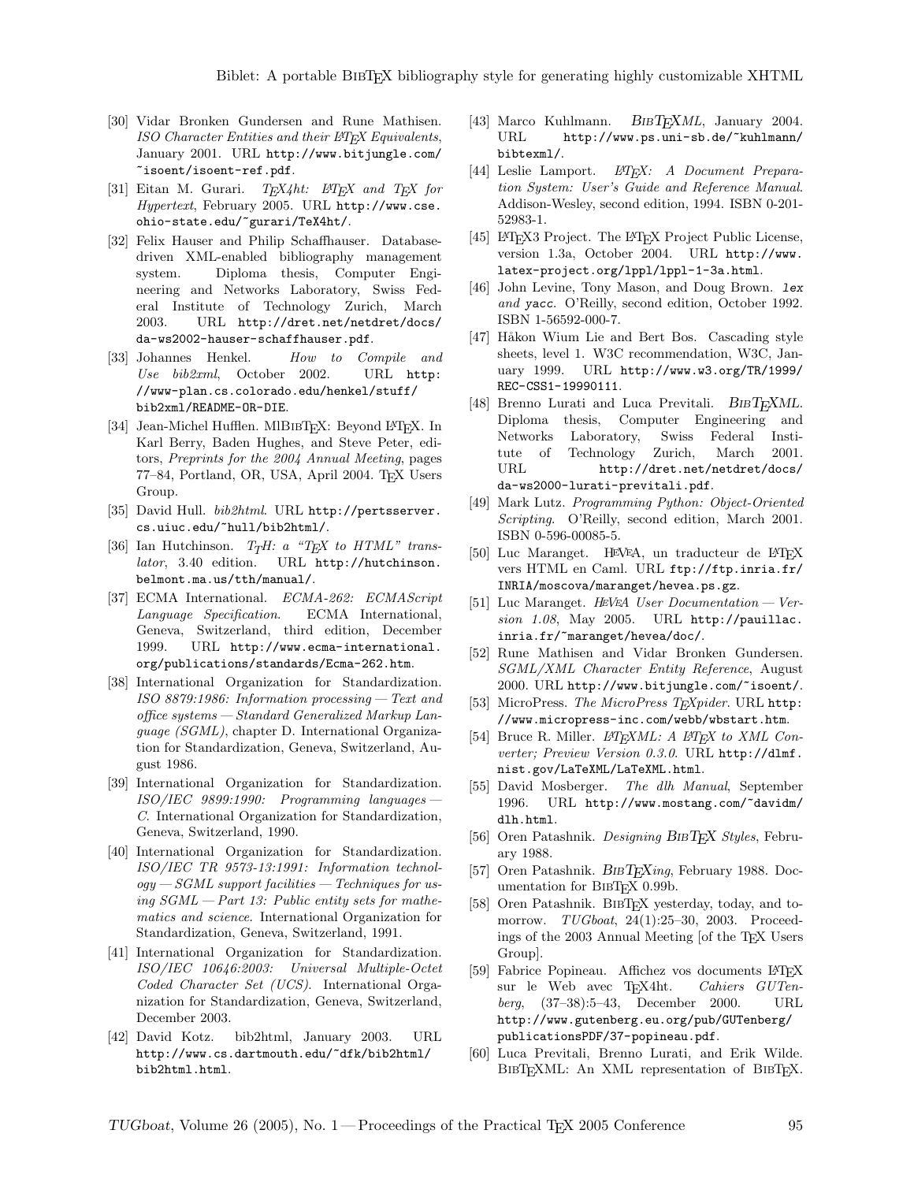[30] Vidar Bronken Gundersen and Rune Mathisen. *ISO Character Entities and their LaTeX Equivalents*, January 2001. URL http://www.bitjungle.com/~isoent/isoent-ref.pdf.

[31] Eitan M. Gurari. *TeX4ht: LaTeX and TeX for Hypertext*, February 2005. URL http://www.cse.ohio-state.edu/~gurari/TeX4ht/.

[32] Felix Hauser and Philip Schaffhauser. Database-driven XML-enabled bibliography management system. Diploma thesis, Computer Engineering and Networks Laboratory, Swiss Federal Institute of Technology Zurich, March 2003. URL http://dret.net/netdret/docs/da-ws2002-hauser-schaffhauser.pdf.

[33] Johannes Henkel. *How to Compile and Use bib2xml*, October 2002. URL http://www-plan.cs.colorado.edu/henkel/stuff/bib2xml/README-OR-DIE.

[34] Jean-Michel Hufflen. MlBibTeX: Beyond LaTeX. In Karl Berry, Baden Hughes, and Steve Peter, editors, *Preprints for the 2004 Annual Meeting*, pages 77–84, Portland, OR, USA, April 2004. TeX Users Group.

[35] David Hull. *bib2html*. URL http://pertsserver.cs.uiuc.edu/~hull/bib2html/.

[36] Ian Hutchinson. *TtH: a "TeX to HTML" translator*, 3.40 edition. URL http://hutchinson.belmont.ma.us/tth/manual/.

[37] ECMA International. *ECMA-262: ECMAScript Language Specification*. ECMA International, Geneva, Switzerland, third edition, December 1999. URL http://www.ecma-international.org/publications/standards/Ecma-262.htm.

[38] International Organization for Standardization. *ISO 8879:1986: Information processing — Text and office systems — Standard Generalized Markup Language (SGML)*, chapter D. International Organization for Standardization, Geneva, Switzerland, August 1986.

[39] International Organization for Standardization. *ISO/IEC 9899:1990: Programming languages — C*. International Organization for Standardization, Geneva, Switzerland, 1990.

[40] International Organization for Standardization. *ISO/IEC TR 9573-13:1991: Information technology — SGML support facilities — Techniques for using SGML — Part 13: Public entity sets for mathematics and science*. International Organization for Standardization, Geneva, Switzerland, 1991.

[41] International Organization for Standardization. *ISO/IEC 10646:2003: Universal Multiple-Octet Coded Character Set (UCS)*. International Organization for Standardization, Geneva, Switzerland, December 2003.

[42] David Kotz. bib2html, January 2003. URL http://www.cs.dartmouth.edu/~dfk/bib2html/bib2html.html.

[43] Marco Kuhlmann. *BibTeXML*, January 2004. URL http://www.ps.uni-sb.de/~kuhlmann/bibtexml/.

[44] Leslie Lamport. *LaTeX: A Document Preparation System: User's Guide and Reference Manual*. Addison-Wesley, second edition, 1994. ISBN 0-201-52983-1.

[45] LaTeX3 Project. The LaTeX Project Public License, version 1.3a, October 2004. URL http://www.latex-project.org/lppl/lppl-1-3a.html.

[46] John Levine, Tony Mason, and Doug Brown. *lex and yacc*. O'Reilly, second edition, October 1992. ISBN 1-56592-000-7.

[47] Håkon Wium Lie and Bert Bos. Cascading style sheets, level 1. W3C recommendation, W3C, January 1999. URL http://www.w3.org/TR/1999/REC-CSS1-19990111.

[48] Brenno Lurati and Luca Previtali. *BibTeXML*. Diploma thesis, Computer Engineering and Networks Laboratory, Swiss Federal Institute of Technology Zurich, March 2001. URL http://dret.net/netdret/docs/da-ws2000-lurati-previtali.pdf.

[49] Mark Lutz. *Programming Python: Object-Oriented Scripting*. O'Reilly, second edition, March 2001. ISBN 0-596-00085-5.

[50] Luc Maranget. HEVEA, un traducteur de LaTeX vers HTML en Caml. URL ftp://ftp.inria.fr/INRIA/moscova/maranget/hevea.ps.gz.

[51] Luc Maranget. *HEVEA User Documentation — Version 1.08*, May 2005. URL http://pauillac.inria.fr/~maranget/hevea/doc/.

[52] Rune Mathisen and Vidar Bronken Gundersen. *SGML/XML Character Entity Reference*, August 2000. URL http://www.bitjungle.com/~isoent/.

[53] MicroPress. *The MicroPress TeXpider*. URL http://www.micropress-inc.com/webb/wbstart.htm.

[54] Bruce R. Miller. *LaTeXML: A LaTeX to XML Converter; Preview Version 0.3.0*. URL http://dlmf.nist.gov/LaTeXML/LaTeXML.html.

[55] David Mosberger. *The dlh Manual*, September 1996. URL http://www.mostang.com/~davidm/dlh.html.

[56] Oren Patashnik. *Designing BibTeX Styles*, February 1988.

[57] Oren Patashnik. *BibTeXing*, February 1988. Documentation for BibTeX 0.99b.

[58] Oren Patashnik. BibTeX yesterday, today, and tomorrow. *TUGboat*, 24(1):25–30, 2003. Proceedings of the 2003 Annual Meeting [of the TeX Users Group].

[59] Fabrice Popineau. Affichez vos documents LaTeX sur le Web avec TeX4ht. *Cahiers GUTenberg*, (37–38):5–43, December 2000. URL http://www.gutenberg.eu.org/pub/GUTenberg/publicationsPDF/37-popineau.pdf.

[60] Luca Previtali, Brenno Lurati, and Erik Wilde. BibTeXML: An XML representation of BibTeX.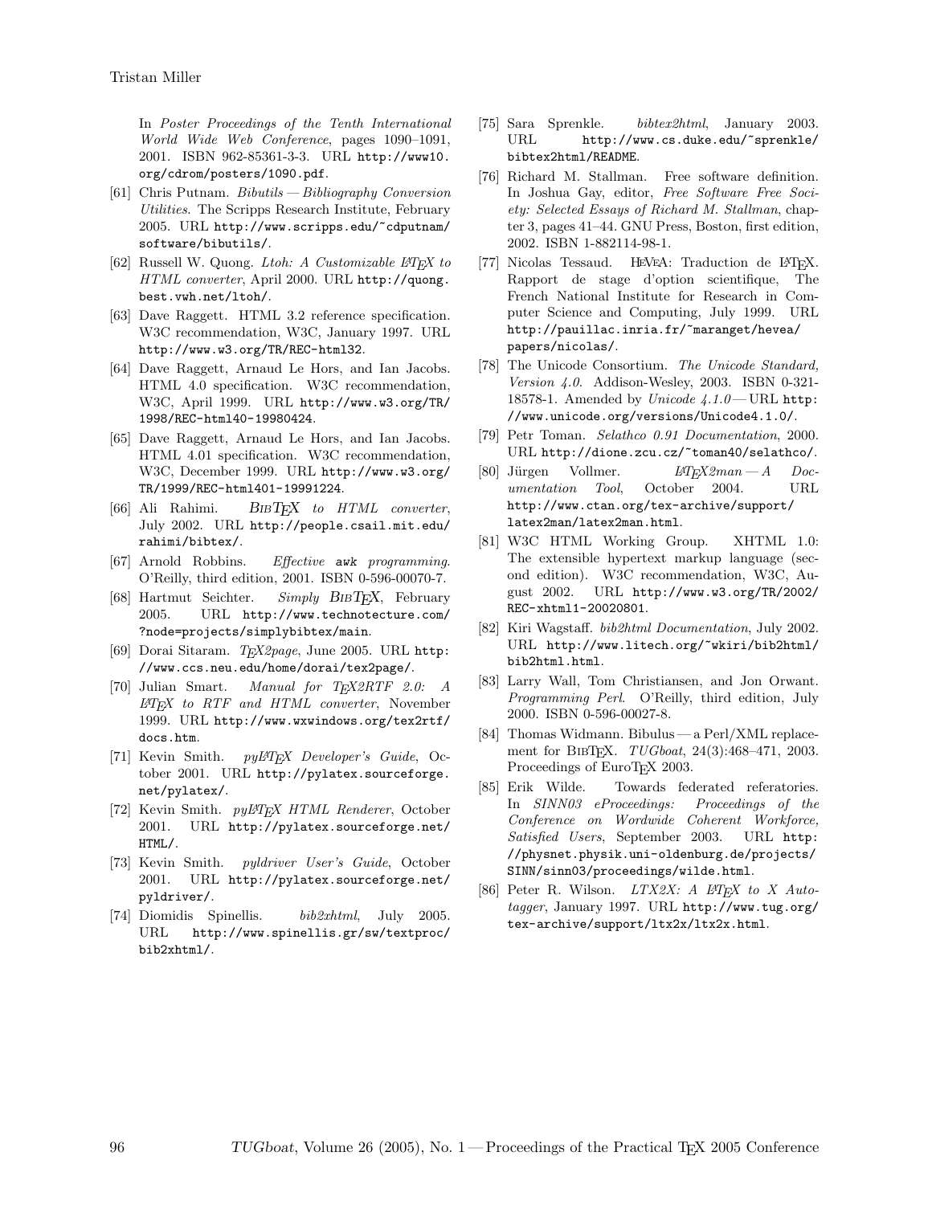In *Poster Proceedings of the Tenth International World Wide Web Conference*, pages 1090–1091, 2001. ISBN 962-85361-3-3. URL http://www10.org/cdrom/posters/1090.pdf.

[61] Chris Putnam. *Bibutils — Bibliography Conversion Utilities*. The Scripps Research Institute, February 2005. URL http://www.scripps.edu/~cdputnam/software/bibutils/.

[62] Russell W. Quong. *Ltoh: A Customizable LaTeX to HTML converter*, April 2000. URL http://quong.best.vwh.net/ltoh/.

[63] Dave Raggett. HTML 3.2 reference specification. W3C recommendation, W3C, January 1997. URL http://www.w3.org/TR/REC-html32.

[64] Dave Raggett, Arnaud Le Hors, and Ian Jacobs. HTML 4.0 specification. W3C recommendation, W3C, April 1999. URL http://www.w3.org/TR/1998/REC-html40-19980424.

[65] Dave Raggett, Arnaud Le Hors, and Ian Jacobs. HTML 4.01 specification. W3C recommendation, W3C, December 1999. URL http://www.w3.org/TR/1999/REC-html401-19991224.

[66] Ali Rahimi. *BibTeX to HTML converter*, July 2002. URL http://people.csail.mit.edu/rahimi/bibtex/.

[67] Arnold Robbins. *Effective* awk *programming*. O'Reilly, third edition, 2001. ISBN 0-596-00070-7.

[68] Hartmut Seichter. *Simply BibTeX*, February 2005. URL http://www.technotecture.com/?node=projects/simplybibtex/main.

[69] Dorai Sitaram. *TeX2page*, June 2005. URL http://www.ccs.neu.edu/home/dorai/tex2page/.

[70] Julian Smart. *Manual for TeX2RTF 2.0: A LaTeX to RTF and HTML converter*, November 1999. URL http://www.wxwindows.org/tex2rtf/docs.htm.

[71] Kevin Smith. *pyLaTeX Developer's Guide*, October 2001. URL http://pylatex.sourceforge.net/pylatex/.

[72] Kevin Smith. *pyLaTeX HTML Renderer*, October 2001. URL http://pylatex.sourceforge.net/HTML/.

[73] Kevin Smith. *pyldriver User's Guide*, October 2001. URL http://pylatex.sourceforge.net/pyldriver/.

[74] Diomidis Spinellis. *bib2xhtml*, July 2005. URL http://www.spinellis.gr/sw/textproc/bib2xhtml/.

[75] Sara Sprenkle. *bibtex2html*, January 2003. URL http://www.cs.duke.edu/~sprenkle/bibtex2html/README.

[76] Richard M. Stallman. Free software definition. In Joshua Gay, editor, *Free Software Free Society: Selected Essays of Richard M. Stallman*, chapter 3, pages 41–44. GNU Press, Boston, first edition, 2002. ISBN 1-882114-98-1.

[77] Nicolas Tessaud. HEVEA: Traduction de LaTeX. Rapport de stage d'option scientifique, The French National Institute for Research in Computer Science and Computing, July 1999. URL http://pauillac.inria.fr/~maranget/hevea/papers/nicolas/.

[78] The Unicode Consortium. *The Unicode Standard, Version 4.0*. Addison-Wesley, 2003. ISBN 0-321-18578-1. Amended by *Unicode 4.1.0* — URL http://www.unicode.org/versions/Unicode4.1.0/.

[79] Petr Toman. *Selathco 0.91 Documentation*, 2000. URL http://dione.zcu.cz/~toman40/selathco/.

[80] Jürgen Vollmer. *LaTeX2man — A Documentation Tool*, October 2004. URL http://www.ctan.org/tex-archive/support/latex2man/latex2man.html.

[81] W3C HTML Working Group. XHTML 1.0: The extensible hypertext markup language (second edition). W3C recommendation, W3C, August 2002. URL http://www.w3.org/TR/2002/REC-xhtml1-20020801.

[82] Kiri Wagstaff. *bib2html Documentation*, July 2002. URL http://www.litech.org/~wkiri/bib2html/bib2html.html.

[83] Larry Wall, Tom Christiansen, and Jon Orwant. *Programming Perl*. O'Reilly, third edition, July 2000. ISBN 0-596-00027-8.

[84] Thomas Widmann. Bibulus — a Perl/XML replacement for BibTeX. *TUGboat*, 24(3):468–471, 2003. Proceedings of EuroTeX 2003.

[85] Erik Wilde. Towards federated referatories. In *SINN03 eProceedings: Proceedings of the Conference on Wordwide Coherent Workforce, Satisfied Users*, September 2003. URL http://physnet.physik.uni-oldenburg.de/projects/SINN/sinn03/proceedings/wilde.html.

[86] Peter R. Wilson. *LTX2X: A LaTeX to X Autotagger*, January 1997. URL http://www.tug.org/tex-archive/support/ltx2x/ltx2x.html.